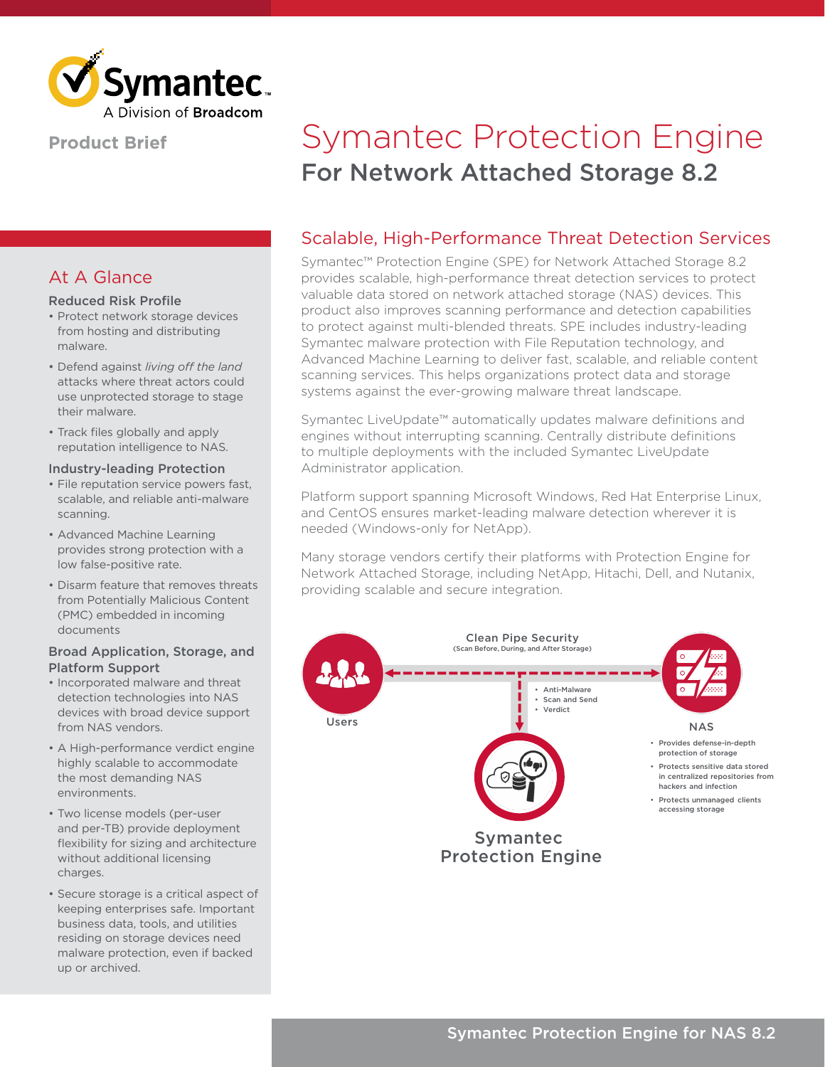Product Brief

# Symantec Protection Engine

## For Network Attached Storage 8.2

### At A Glance

**Reduced Risk Profile**

- Protect network storage devices from hosting and distributing malware.
- Defend against *living off the land* attacks where threat actors could use unprotected storage to stage their malware.
- Track files globally and apply reputation intelligence to NAS.

**Industry-leading Protection**

- File reputation service powers fast, scalable, and reliable anti-malware scanning.
- Advanced Machine Learning provides strong protection with a low false-positive rate.
- Disarm feature that removes threats from Potentially Malicious Content (PMC) embedded in incoming documents

**Broad Application, Storage, and Platform Support**

- Incorporated malware and threat detection technologies into NAS devices with broad device support from NAS vendors.
- A High-performance verdict engine highly scalable to accommodate the most demanding NAS environments.
- Two license models (per-user and per-TB) provide deployment flexibility for sizing and architecture without additional licensing charges.
- Secure storage is a critical aspect of keeping enterprises safe. Important business data, tools, and utilities residing on storage devices need malware protection, even if backed up or archived.

### Scalable, High-Performance Threat Detection Services

Symantec™ Protection Engine (SPE) for Network Attached Storage 8.2 provides scalable, high-performance threat detection services to protect valuable data stored on network attached storage (NAS) devices. This product also improves scanning performance and detection capabilities to protect against multi-blended threats. SPE includes industry-leading Symantec malware protection with File Reputation technology, and Advanced Machine Learning to deliver fast, scalable, and reliable content scanning services. This helps organizations protect data and storage systems against the ever-growing malware threat landscape.

Symantec LiveUpdate™ automatically updates malware definitions and engines without interrupting scanning. Centrally distribute definitions to multiple deployments with the included Symantec LiveUpdate Administrator application.

Platform support spanning Microsoft Windows, Red Hat Enterprise Linux, and CentOS ensures market-leading malware detection wherever it is needed (Windows-only for NetApp).

Many storage vendors certify their platforms with Protection Engine for Network Attached Storage, including NetApp, Hitachi, Dell, and Nutanix, providing scalable and secure integration.

Clean Pipe Security
(Scan Before, During, and After Storage)

Users

- Anti-Malware
- Scan and Send
- Verdict

NAS

- Provides defense-in-depth protection of storage
- Protects sensitive data stored in centralized repositories from hackers and infection
- Protects unmanaged clients accessing storage

Symantec Protection Engine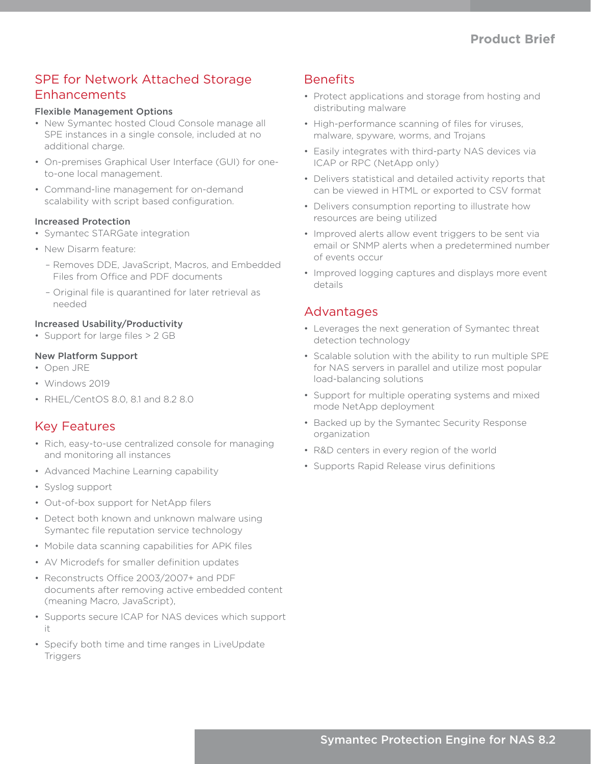## SPE for Network Attached Storage Enhancements

### Flexible Management Options

- New Symantec hosted Cloud Console manage all SPE instances in a single console, included at no additional charge.
- On-premises Graphical User Interface (GUI) for one-to-one local management.
- Command-line management for on-demand scalability with script based configuration.

### Increased Protection

- Symantec STARGate integration
- New Disarm feature:
  - Removes DDE, JavaScript, Macros, and Embedded Files from Office and PDF documents
  - Original file is quarantined for later retrieval as needed

### Increased Usability/Productivity

- Support for large files > 2 GB

### New Platform Support

- Open JRE
- Windows 2019
- RHEL/CentOS 8.0, 8.1 and 8.2 8.0

## Key Features

- Rich, easy-to-use centralized console for managing and monitoring all instances
- Advanced Machine Learning capability
- Syslog support
- Out-of-box support for NetApp filers
- Detect both known and unknown malware using Symantec file reputation service technology
- Mobile data scanning capabilities for APK files
- AV Microdefs for smaller definition updates
- Reconstructs Office 2003/2007+ and PDF documents after removing active embedded content (meaning Macro, JavaScript),
- Supports secure ICAP for NAS devices which support it
- Specify both time and time ranges in LiveUpdate Triggers

## Benefits

- Protect applications and storage from hosting and distributing malware
- High-performance scanning of files for viruses, malware, spyware, worms, and Trojans
- Easily integrates with third-party NAS devices via ICAP or RPC (NetApp only)
- Delivers statistical and detailed activity reports that can be viewed in HTML or exported to CSV format
- Delivers consumption reporting to illustrate how resources are being utilized
- Improved alerts allow event triggers to be sent via email or SNMP alerts when a predetermined number of events occur
- Improved logging captures and displays more event details

## Advantages

- Leverages the next generation of Symantec threat detection technology
- Scalable solution with the ability to run multiple SPE for NAS servers in parallel and utilize most popular load-balancing solutions
- Support for multiple operating systems and mixed mode NetApp deployment
- Backed up by the Symantec Security Response organization
- R&D centers in every region of the world
- Supports Rapid Release virus definitions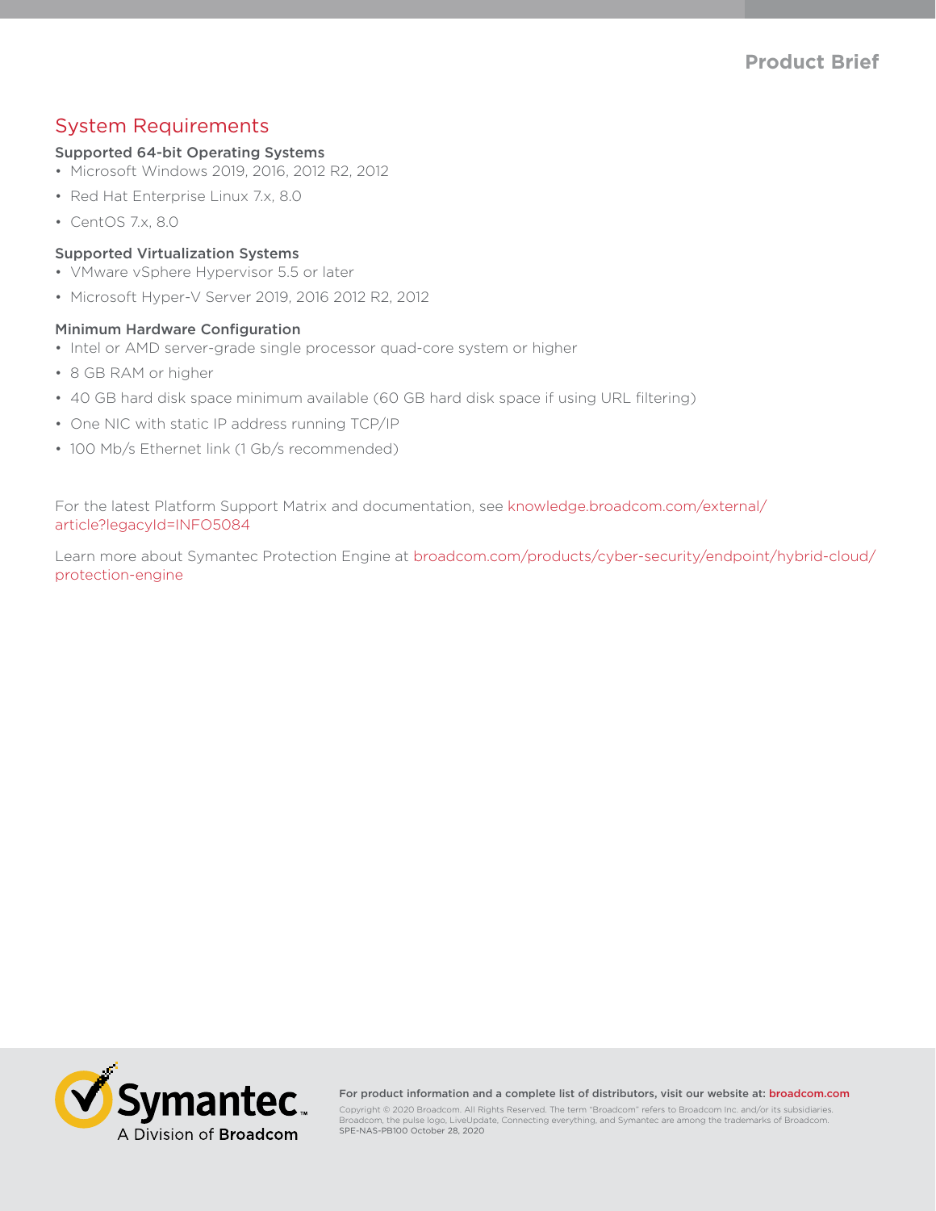## System Requirements

### Supported 64-bit Operating Systems

- Microsoft Windows 2019, 2016, 2012 R2, 2012
- Red Hat Enterprise Linux 7.x, 8.0
- CentOS 7.x, 8.0

### Supported Virtualization Systems

- VMware vSphere Hypervisor 5.5 or later
- Microsoft Hyper-V Server 2019, 2016 2012 R2, 2012

### Minimum Hardware Configuration

- Intel or AMD server-grade single processor quad-core system or higher
- 8 GB RAM or higher
- 40 GB hard disk space minimum available (60 GB hard disk space if using URL filtering)
- One NIC with static IP address running TCP/IP
- 100 Mb/s Ethernet link (1 Gb/s recommended)

For the latest Platform Support Matrix and documentation, see knowledge.broadcom.com/external/article?legacyId=INFO5084

Learn more about Symantec Protection Engine at broadcom.com/products/cyber-security/endpoint/hybrid-cloud/protection-engine

For product information and a complete list of distributors, visit our website at: broadcom.com

Copyright © 2020 Broadcom. All Rights Reserved. The term "Broadcom" refers to Broadcom Inc. and/or its subsidiaries. Broadcom, the pulse logo, LiveUpdate, Connecting everything, and Symantec are among the trademarks of Broadcom.
SPE-NAS-PB100 October 28, 2020